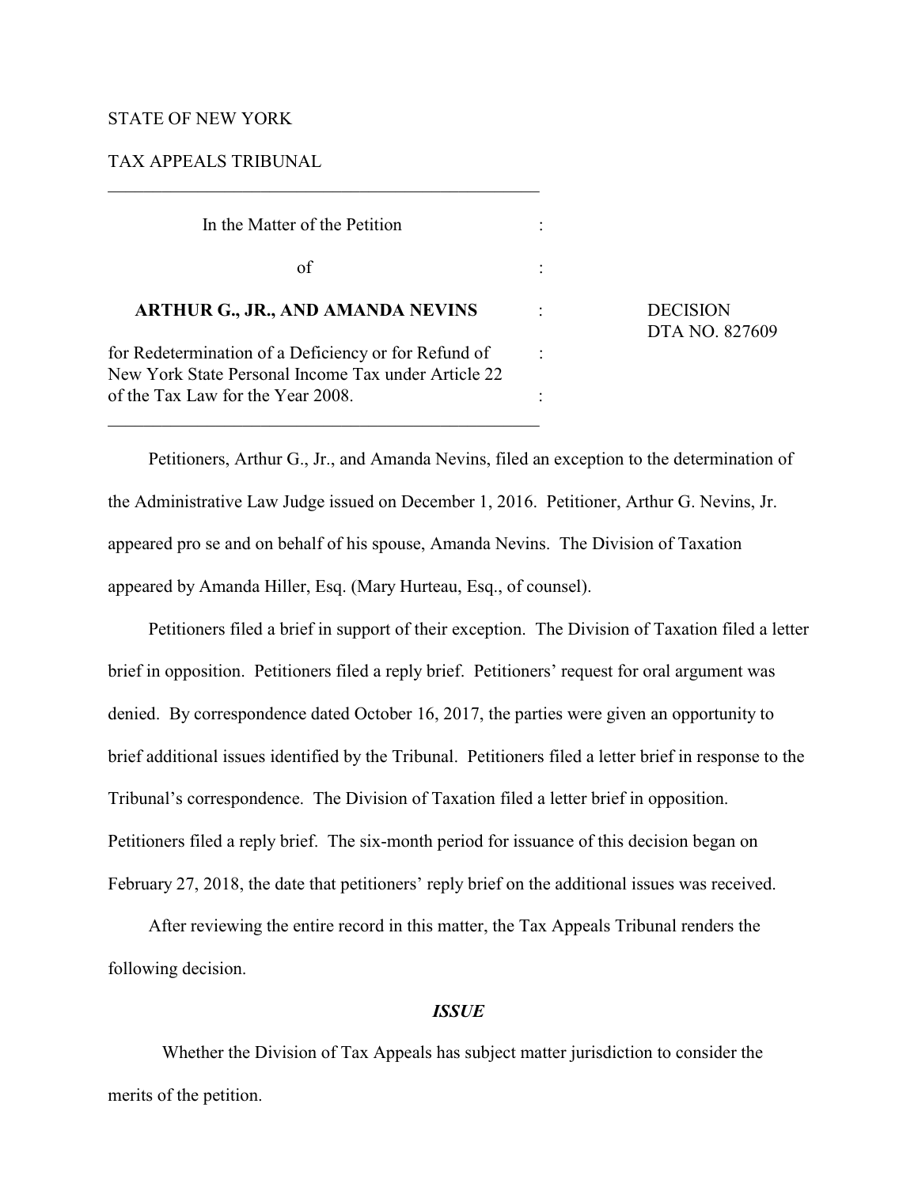STATE OF NEW YORK

TAX APPEALS TRIBUNAL

| | | |
|---|---|---|
| In the Matter of the Petition | : | |
| of | : | |
| **ARTHUR G., JR., AND AMANDA NEVINS** | : | DECISION<br>DTA NO. 827609 |
| for Redetermination of a Deficiency or for Refund of New York State Personal Income Tax under Article 22 of the Tax Law for the Year 2008. | : | |

Petitioners, Arthur G., Jr., and Amanda Nevins, filed an exception to the determination of the Administrative Law Judge issued on December 1, 2016. Petitioner, Arthur G. Nevins, Jr. appeared pro se and on behalf of his spouse, Amanda Nevins. The Division of Taxation appeared by Amanda Hiller, Esq. (Mary Hurteau, Esq., of counsel).

Petitioners filed a brief in support of their exception. The Division of Taxation filed a letter brief in opposition. Petitioners filed a reply brief. Petitioners' request for oral argument was denied. By correspondence dated October 16, 2017, the parties were given an opportunity to brief additional issues identified by the Tribunal. Petitioners filed a letter brief in response to the Tribunal's correspondence. The Division of Taxation filed a letter brief in opposition. Petitioners filed a reply brief. The six-month period for issuance of this decision began on February 27, 2018, the date that petitioners' reply brief on the additional issues was received.

After reviewing the entire record in this matter, the Tax Appeals Tribunal renders the following decision.

## *ISSUE*

Whether the Division of Tax Appeals has subject matter jurisdiction to consider the merits of the petition.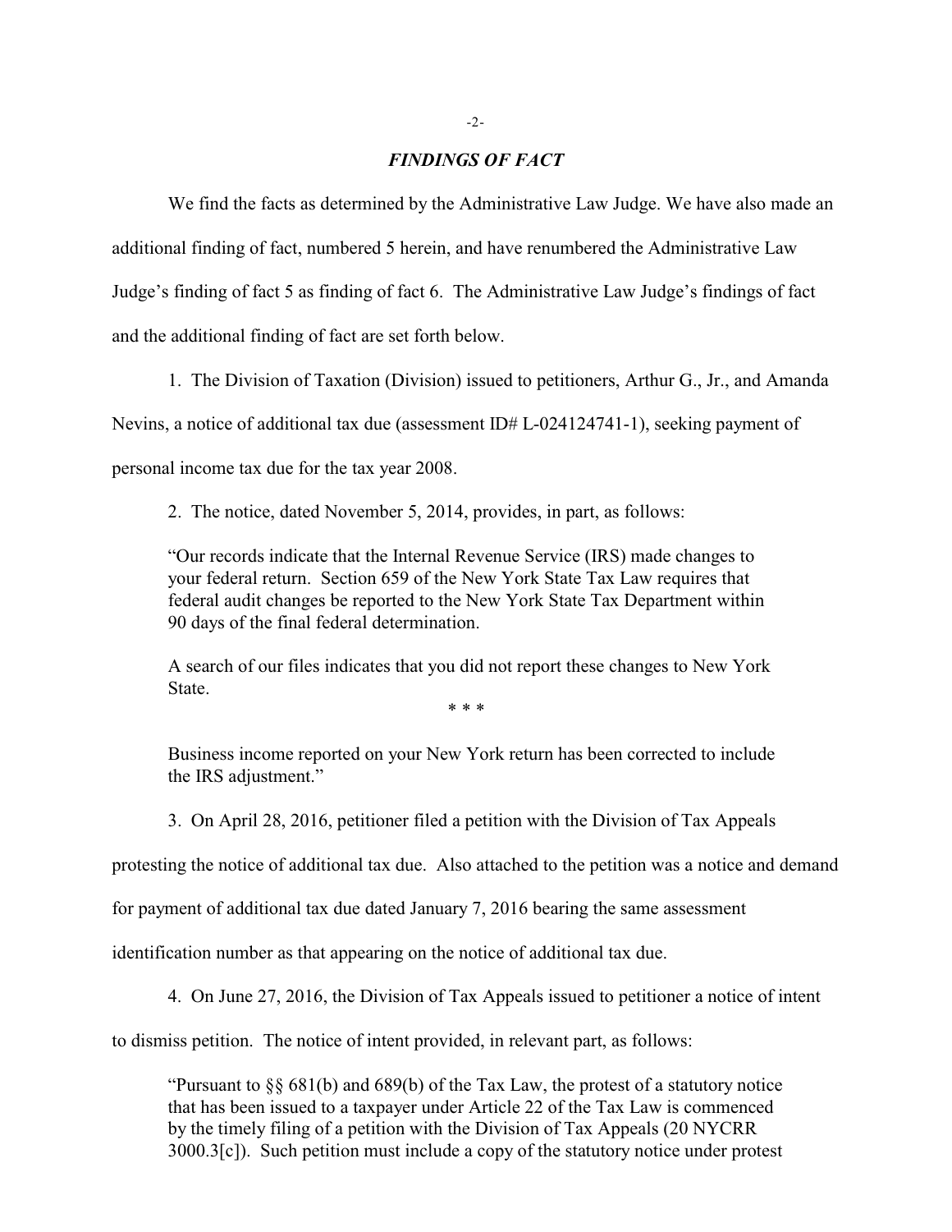## *FINDINGS OF FACT*

We find the facts as determined by the Administrative Law Judge. We have also made an additional finding of fact, numbered 5 herein, and have renumbered the Administrative Law Judge's finding of fact 5 as finding of fact 6. The Administrative Law Judge's findings of fact and the additional finding of fact are set forth below.

1. The Division of Taxation (Division) issued to petitioners, Arthur G., Jr., and Amanda Nevins, a notice of additional tax due (assessment ID# L-024124741-1), seeking payment of personal income tax due for the tax year 2008.

2. The notice, dated November 5, 2014, provides, in part, as follows:

> "Our records indicate that the Internal Revenue Service (IRS) made changes to your federal return. Section 659 of the New York State Tax Law requires that federal audit changes be reported to the New York State Tax Department within 90 days of the final federal determination.
>
> A search of our files indicates that you did not report these changes to New York State.
>
> * * *
>
> Business income reported on your New York return has been corrected to include the IRS adjustment."

3. On April 28, 2016, petitioner filed a petition with the Division of Tax Appeals protesting the notice of additional tax due. Also attached to the petition was a notice and demand for payment of additional tax due dated January 7, 2016 bearing the same assessment identification number as that appearing on the notice of additional tax due.

4. On June 27, 2016, the Division of Tax Appeals issued to petitioner a notice of intent to dismiss petition. The notice of intent provided, in relevant part, as follows:

> "Pursuant to §§ 681(b) and 689(b) of the Tax Law, the protest of a statutory notice that has been issued to a taxpayer under Article 22 of the Tax Law is commenced by the timely filing of a petition with the Division of Tax Appeals (20 NYCRR 3000.3[c]). Such petition must include a copy of the statutory notice under protest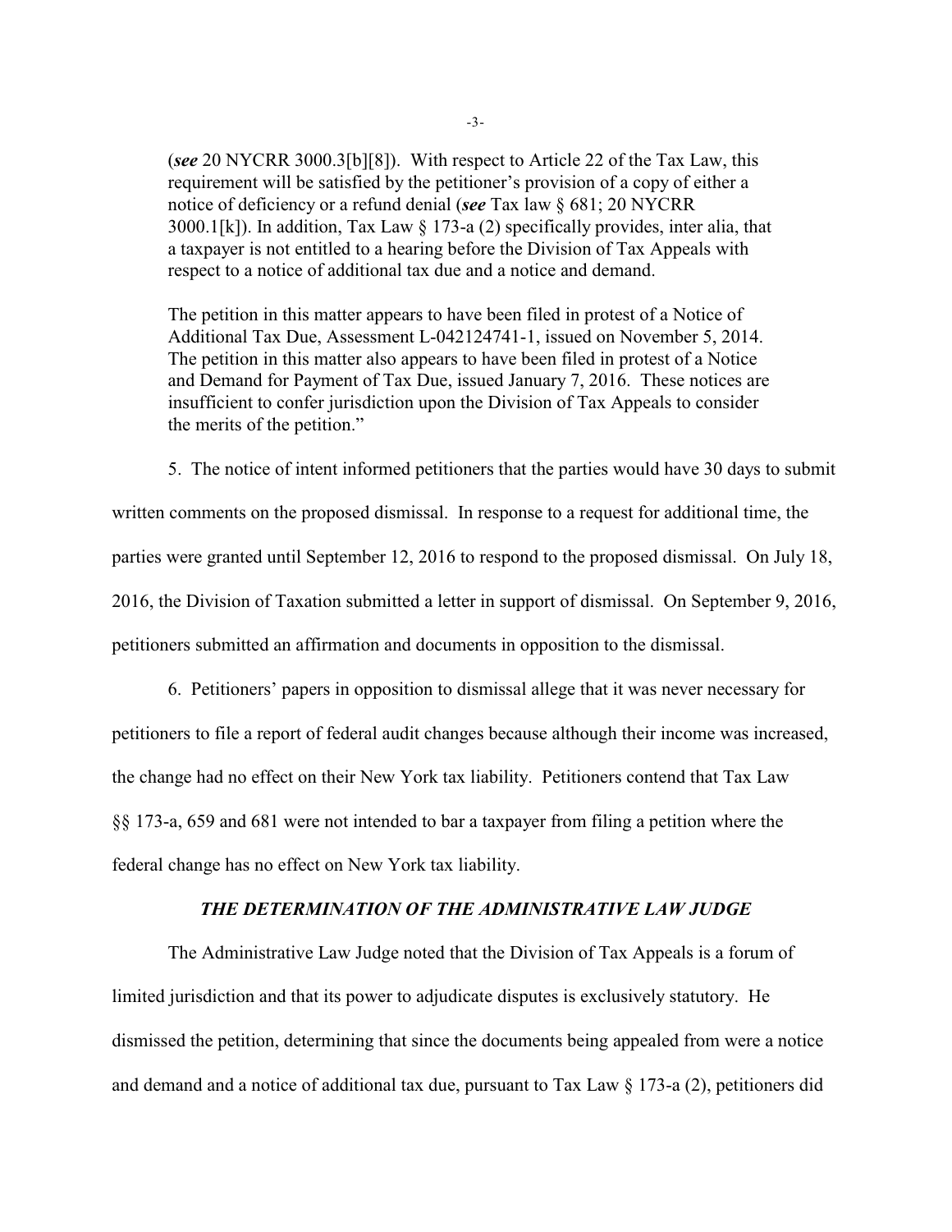(***see*** 20 NYCRR 3000.3[b][8]). With respect to Article 22 of the Tax Law, this requirement will be satisfied by the petitioner's provision of a copy of either a notice of deficiency or a refund denial (***see*** Tax law § 681; 20 NYCRR 3000.1[k]). In addition, Tax Law § 173-a (2) specifically provides, inter alia, that a taxpayer is not entitled to a hearing before the Division of Tax Appeals with respect to a notice of additional tax due and a notice and demand.

> The petition in this matter appears to have been filed in protest of a Notice of Additional Tax Due, Assessment L-042124741-1, issued on November 5, 2014. The petition in this matter also appears to have been filed in protest of a Notice and Demand for Payment of Tax Due, issued January 7, 2016. These notices are insufficient to confer jurisdiction upon the Division of Tax Appeals to consider the merits of the petition."

5. The notice of intent informed petitioners that the parties would have 30 days to submit written comments on the proposed dismissal. In response to a request for additional time, the parties were granted until September 12, 2016 to respond to the proposed dismissal. On July 18, 2016, the Division of Taxation submitted a letter in support of dismissal. On September 9, 2016, petitioners submitted an affirmation and documents in opposition to the dismissal.

6. Petitioners' papers in opposition to dismissal allege that it was never necessary for petitioners to file a report of federal audit changes because although their income was increased, the change had no effect on their New York tax liability. Petitioners contend that Tax Law §§ 173-a, 659 and 681 were not intended to bar a taxpayer from filing a petition where the federal change has no effect on New York tax liability.

## ***THE DETERMINATION OF THE ADMINISTRATIVE LAW JUDGE***

The Administrative Law Judge noted that the Division of Tax Appeals is a forum of limited jurisdiction and that its power to adjudicate disputes is exclusively statutory. He dismissed the petition, determining that since the documents being appealed from were a notice and demand and a notice of additional tax due, pursuant to Tax Law § 173-a (2), petitioners did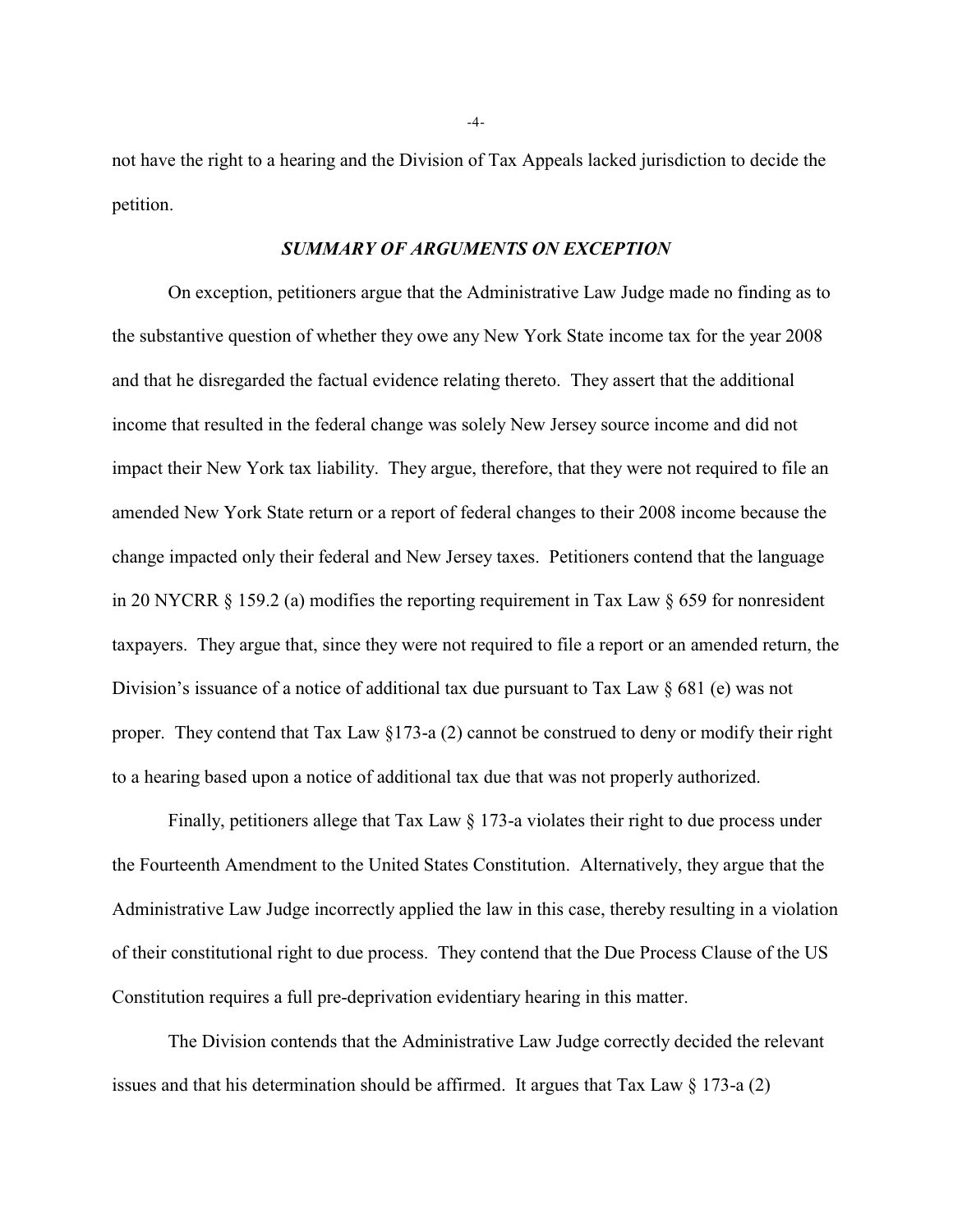not have the right to a hearing and the Division of Tax Appeals lacked jurisdiction to decide the petition.

### *SUMMARY OF ARGUMENTS ON EXCEPTION*

On exception, petitioners argue that the Administrative Law Judge made no finding as to the substantive question of whether they owe any New York State income tax for the year 2008 and that he disregarded the factual evidence relating thereto. They assert that the additional income that resulted in the federal change was solely New Jersey source income and did not impact their New York tax liability. They argue, therefore, that they were not required to file an amended New York State return or a report of federal changes to their 2008 income because the change impacted only their federal and New Jersey taxes. Petitioners contend that the language in 20 NYCRR § 159.2 (a) modifies the reporting requirement in Tax Law § 659 for nonresident taxpayers. They argue that, since they were not required to file a report or an amended return, the Division's issuance of a notice of additional tax due pursuant to Tax Law § 681 (e) was not proper. They contend that Tax Law §173-a (2) cannot be construed to deny or modify their right to a hearing based upon a notice of additional tax due that was not properly authorized.

Finally, petitioners allege that Tax Law § 173-a violates their right to due process under the Fourteenth Amendment to the United States Constitution. Alternatively, they argue that the Administrative Law Judge incorrectly applied the law in this case, thereby resulting in a violation of their constitutional right to due process. They contend that the Due Process Clause of the US Constitution requires a full pre-deprivation evidentiary hearing in this matter.

The Division contends that the Administrative Law Judge correctly decided the relevant issues and that his determination should be affirmed. It argues that Tax Law § 173-a (2)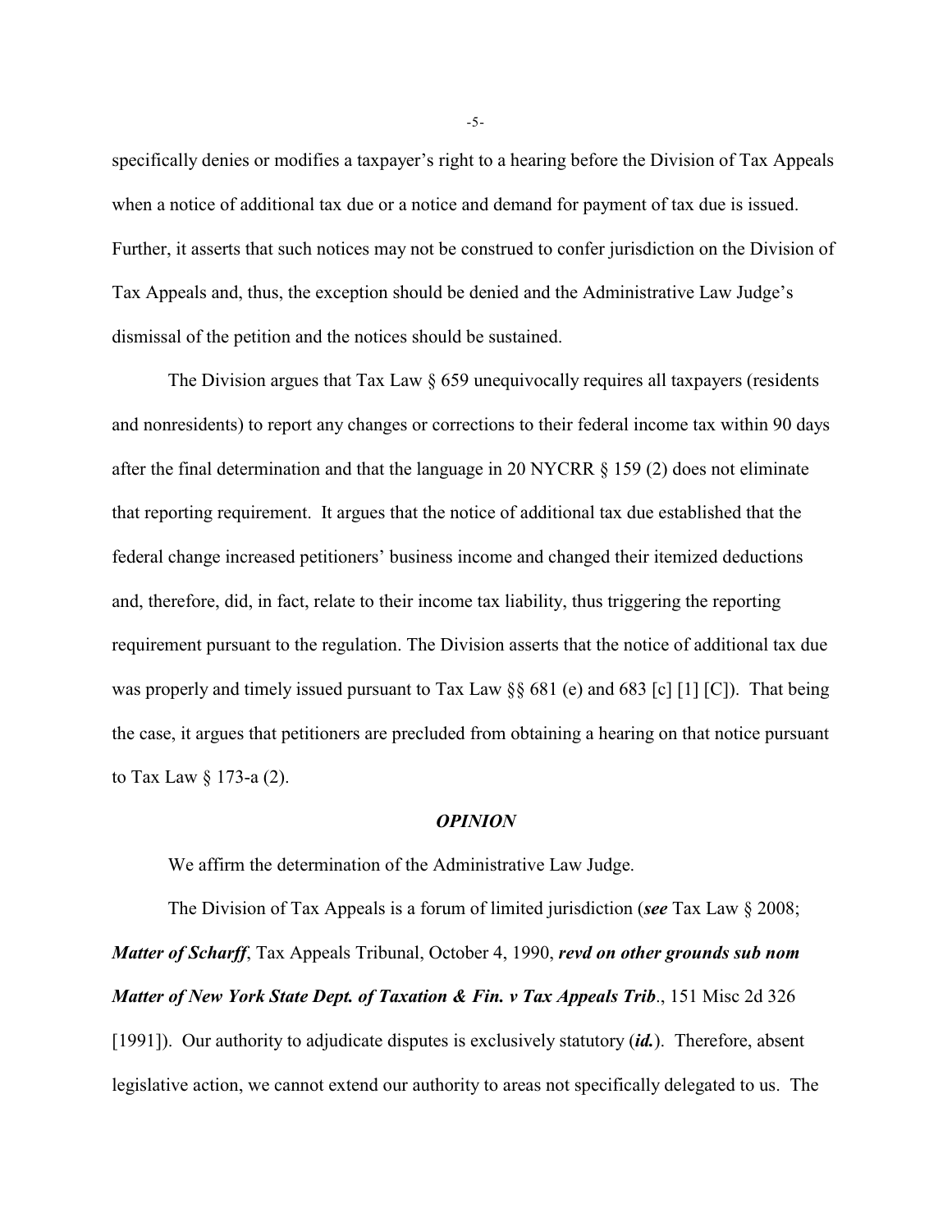specifically denies or modifies a taxpayer's right to a hearing before the Division of Tax Appeals when a notice of additional tax due or a notice and demand for payment of tax due is issued. Further, it asserts that such notices may not be construed to confer jurisdiction on the Division of Tax Appeals and, thus, the exception should be denied and the Administrative Law Judge's dismissal of the petition and the notices should be sustained.

The Division argues that Tax Law § 659 unequivocally requires all taxpayers (residents and nonresidents) to report any changes or corrections to their federal income tax within 90 days after the final determination and that the language in 20 NYCRR § 159 (2) does not eliminate that reporting requirement. It argues that the notice of additional tax due established that the federal change increased petitioners' business income and changed their itemized deductions and, therefore, did, in fact, relate to their income tax liability, thus triggering the reporting requirement pursuant to the regulation. The Division asserts that the notice of additional tax due was properly and timely issued pursuant to Tax Law §§ 681 (e) and 683 [c] [1] [C]). That being the case, it argues that petitioners are precluded from obtaining a hearing on that notice pursuant to Tax Law § 173-a (2).

### *OPINION*

We affirm the determination of the Administrative Law Judge.

The Division of Tax Appeals is a forum of limited jurisdiction (***see*** Tax Law § 2008; ***Matter of Scharff***, Tax Appeals Tribunal, October 4, 1990, ***revd on other grounds sub nom Matter of New York State Dept. of Taxation & Fin. v Tax Appeals Trib***., 151 Misc 2d 326 [1991]). Our authority to adjudicate disputes is exclusively statutory (***id.***). Therefore, absent legislative action, we cannot extend our authority to areas not specifically delegated to us. The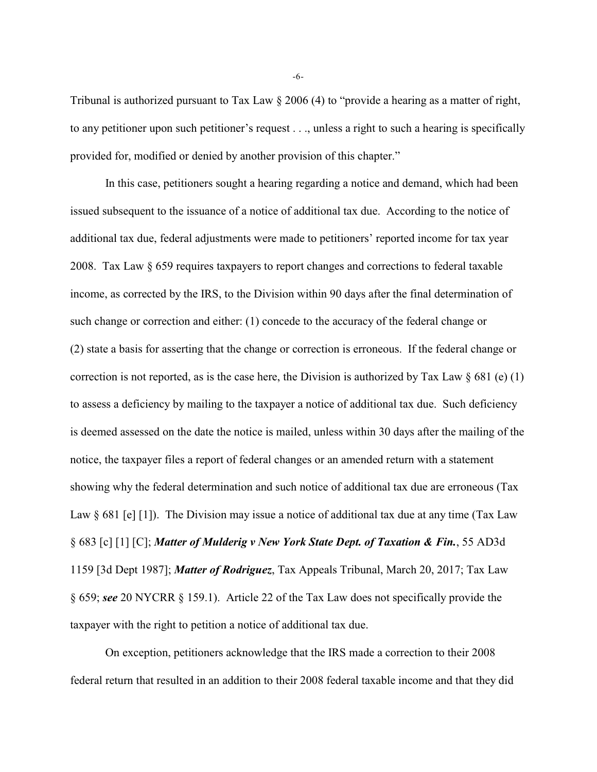Tribunal is authorized pursuant to Tax Law § 2006 (4) to "provide a hearing as a matter of right, to any petitioner upon such petitioner's request . . ., unless a right to such a hearing is specifically provided for, modified or denied by another provision of this chapter."

In this case, petitioners sought a hearing regarding a notice and demand, which had been issued subsequent to the issuance of a notice of additional tax due. According to the notice of additional tax due, federal adjustments were made to petitioners' reported income for tax year 2008. Tax Law § 659 requires taxpayers to report changes and corrections to federal taxable income, as corrected by the IRS, to the Division within 90 days after the final determination of such change or correction and either: (1) concede to the accuracy of the federal change or (2) state a basis for asserting that the change or correction is erroneous. If the federal change or correction is not reported, as is the case here, the Division is authorized by Tax Law § 681 (e) (1) to assess a deficiency by mailing to the taxpayer a notice of additional tax due. Such deficiency is deemed assessed on the date the notice is mailed, unless within 30 days after the mailing of the notice, the taxpayer files a report of federal changes or an amended return with a statement showing why the federal determination and such notice of additional tax due are erroneous (Tax Law § 681 [e] [1]). The Division may issue a notice of additional tax due at any time (Tax Law § 683 [c] [1] [C]; ***Matter of Mulderig v New York State Dept. of Taxation & Fin.***, 55 AD3d 1159 [3d Dept 1987]; ***Matter of Rodriguez***, Tax Appeals Tribunal, March 20, 2017; Tax Law § 659; ***see*** 20 NYCRR § 159.1). Article 22 of the Tax Law does not specifically provide the taxpayer with the right to petition a notice of additional tax due.

On exception, petitioners acknowledge that the IRS made a correction to their 2008 federal return that resulted in an addition to their 2008 federal taxable income and that they did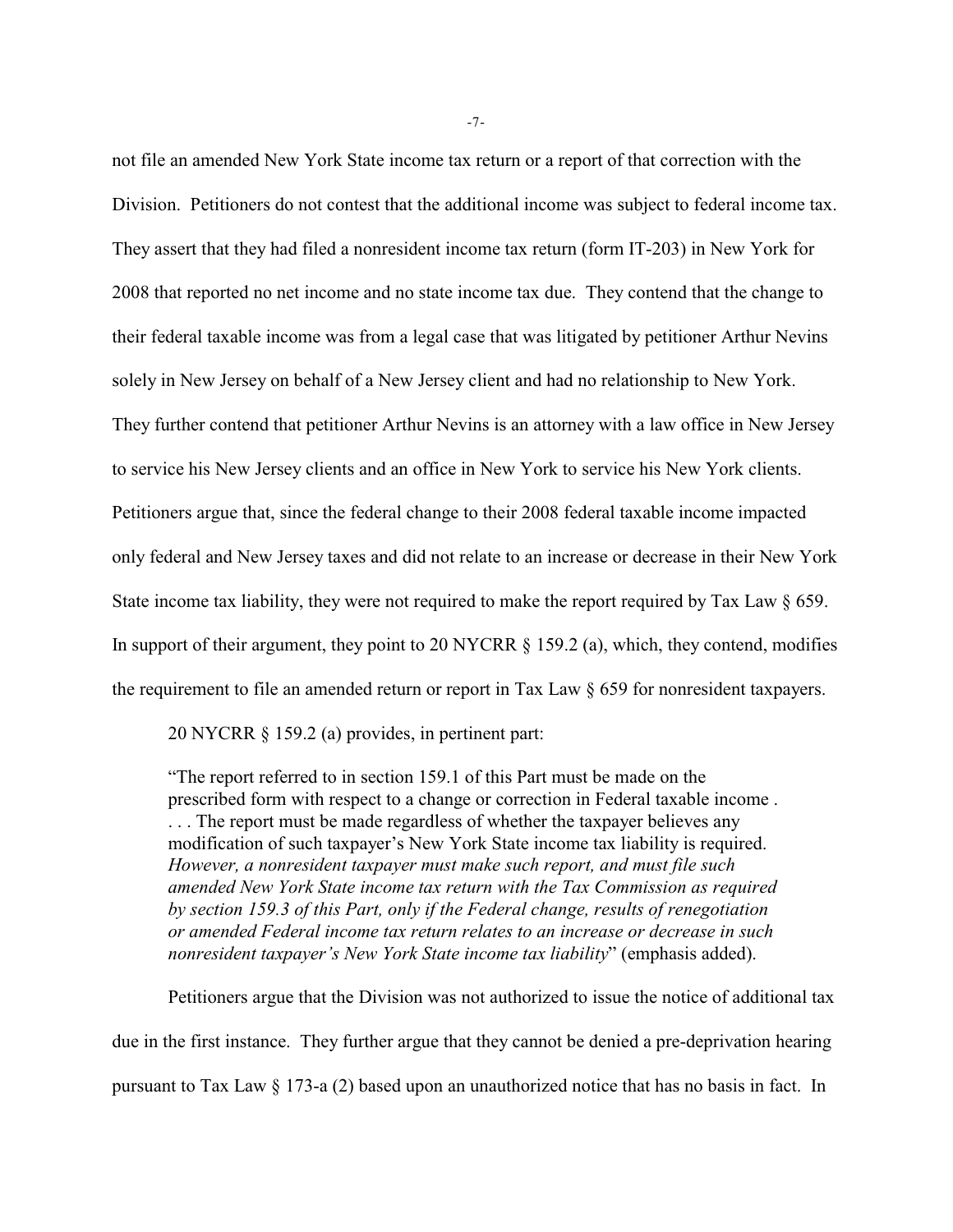not file an amended New York State income tax return or a report of that correction with the Division. Petitioners do not contest that the additional income was subject to federal income tax. They assert that they had filed a nonresident income tax return (form IT-203) in New York for 2008 that reported no net income and no state income tax due. They contend that the change to their federal taxable income was from a legal case that was litigated by petitioner Arthur Nevins solely in New Jersey on behalf of a New Jersey client and had no relationship to New York. They further contend that petitioner Arthur Nevins is an attorney with a law office in New Jersey to service his New Jersey clients and an office in New York to service his New York clients. Petitioners argue that, since the federal change to their 2008 federal taxable income impacted only federal and New Jersey taxes and did not relate to an increase or decrease in their New York State income tax liability, they were not required to make the report required by Tax Law § 659. In support of their argument, they point to 20 NYCRR § 159.2 (a), which, they contend, modifies the requirement to file an amended return or report in Tax Law § 659 for nonresident taxpayers.

20 NYCRR § 159.2 (a) provides, in pertinent part:

> "The report referred to in section 159.1 of this Part must be made on the prescribed form with respect to a change or correction in Federal taxable income . . . . The report must be made regardless of whether the taxpayer believes any modification of such taxpayer's New York State income tax liability is required. *However, a nonresident taxpayer must make such report, and must file such amended New York State income tax return with the Tax Commission as required by section 159.3 of this Part, only if the Federal change, results of renegotiation or amended Federal income tax return relates to an increase or decrease in such nonresident taxpayer's New York State income tax liability*" (emphasis added).

Petitioners argue that the Division was not authorized to issue the notice of additional tax due in the first instance. They further argue that they cannot be denied a pre-deprivation hearing pursuant to Tax Law § 173-a (2) based upon an unauthorized notice that has no basis in fact. In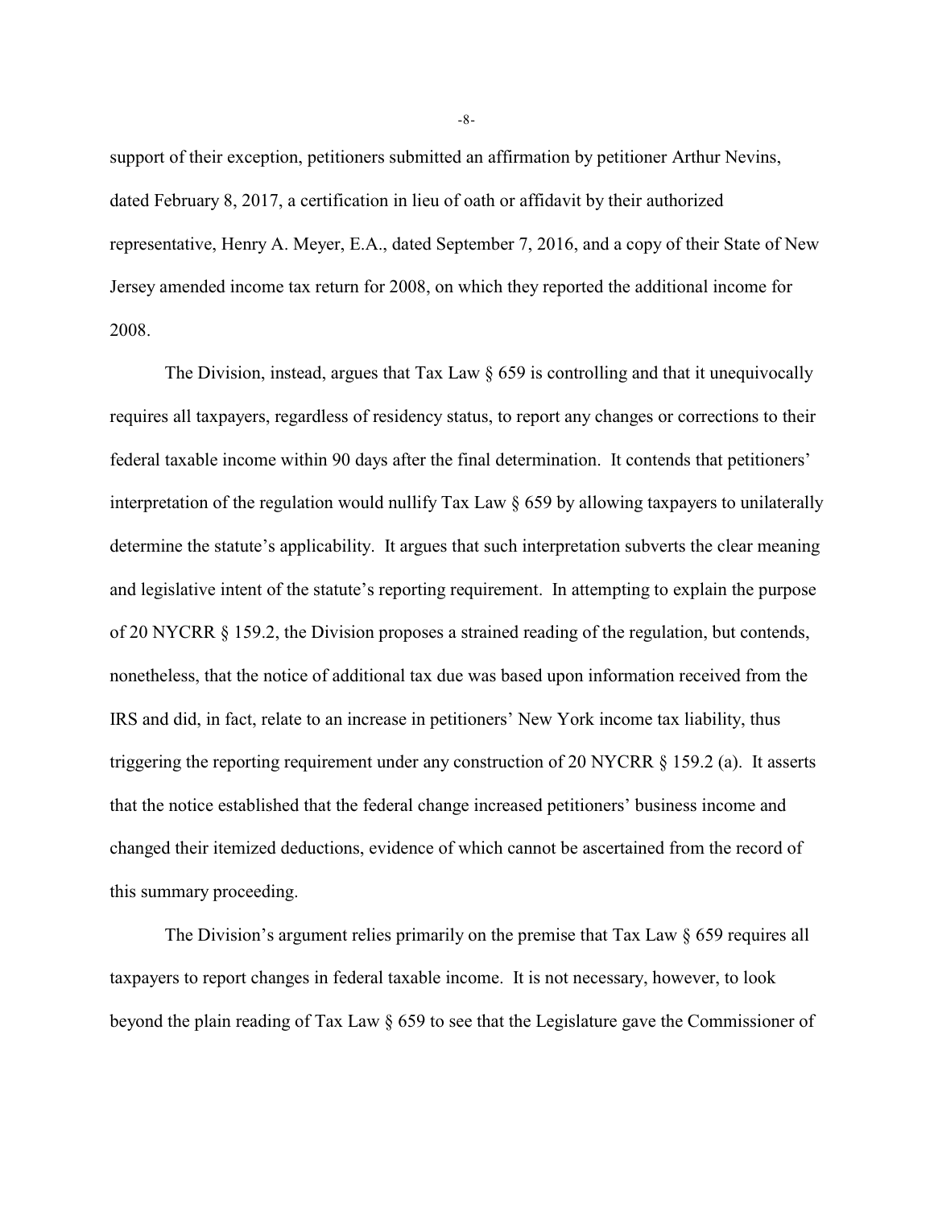support of their exception, petitioners submitted an affirmation by petitioner Arthur Nevins, dated February 8, 2017, a certification in lieu of oath or affidavit by their authorized representative, Henry A. Meyer, E.A., dated September 7, 2016, and a copy of their State of New Jersey amended income tax return for 2008, on which they reported the additional income for 2008.

The Division, instead, argues that Tax Law § 659 is controlling and that it unequivocally requires all taxpayers, regardless of residency status, to report any changes or corrections to their federal taxable income within 90 days after the final determination. It contends that petitioners' interpretation of the regulation would nullify Tax Law § 659 by allowing taxpayers to unilaterally determine the statute's applicability. It argues that such interpretation subverts the clear meaning and legislative intent of the statute's reporting requirement. In attempting to explain the purpose of 20 NYCRR § 159.2, the Division proposes a strained reading of the regulation, but contends, nonetheless, that the notice of additional tax due was based upon information received from the IRS and did, in fact, relate to an increase in petitioners' New York income tax liability, thus triggering the reporting requirement under any construction of 20 NYCRR § 159.2 (a). It asserts that the notice established that the federal change increased petitioners' business income and changed their itemized deductions, evidence of which cannot be ascertained from the record of this summary proceeding.

The Division's argument relies primarily on the premise that Tax Law § 659 requires all taxpayers to report changes in federal taxable income. It is not necessary, however, to look beyond the plain reading of Tax Law § 659 to see that the Legislature gave the Commissioner of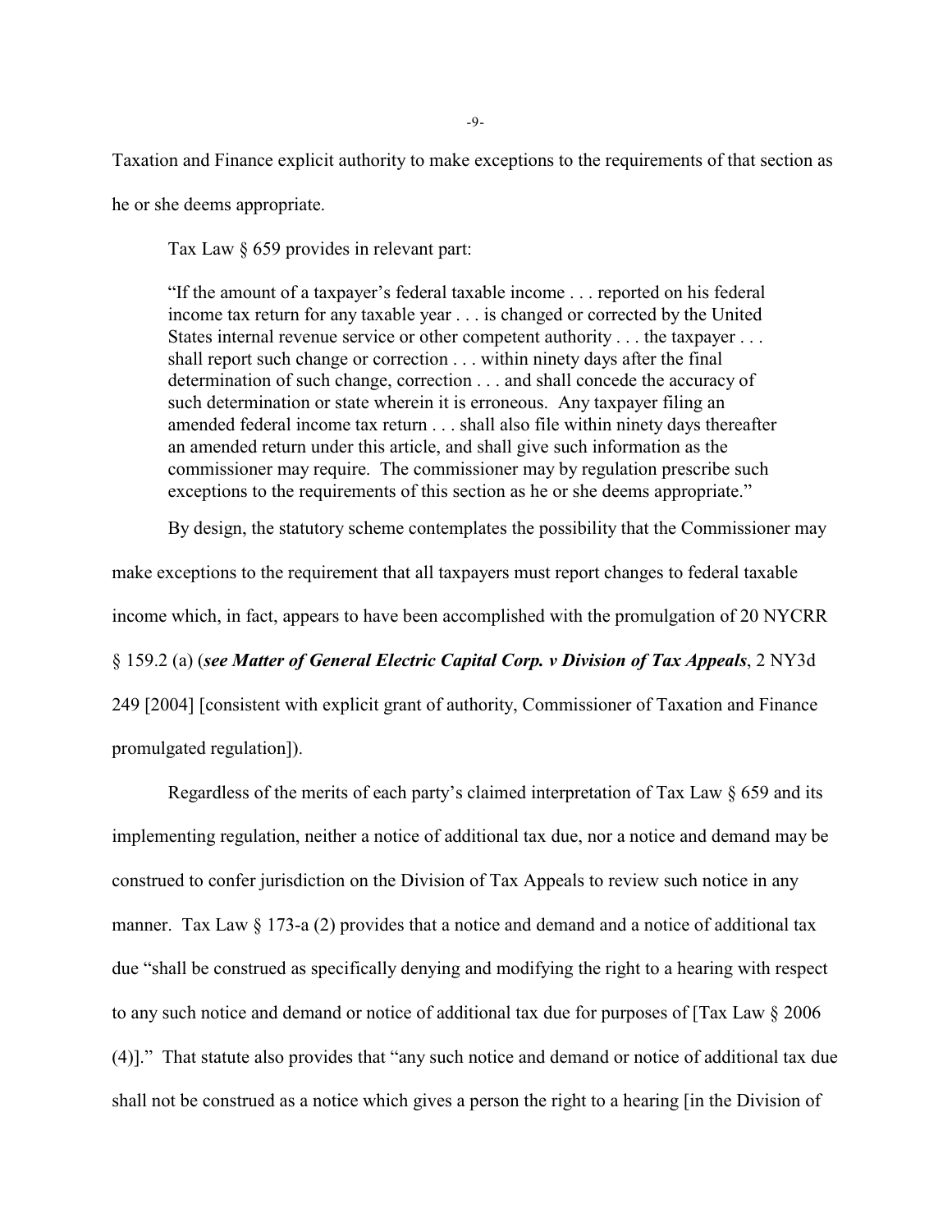Taxation and Finance explicit authority to make exceptions to the requirements of that section as he or she deems appropriate.

Tax Law § 659 provides in relevant part:

> "If the amount of a taxpayer's federal taxable income . . . reported on his federal income tax return for any taxable year . . . is changed or corrected by the United States internal revenue service or other competent authority . . . the taxpayer . . . shall report such change or correction . . . within ninety days after the final determination of such change, correction . . . and shall concede the accuracy of such determination or state wherein it is erroneous. Any taxpayer filing an amended federal income tax return . . . shall also file within ninety days thereafter an amended return under this article, and shall give such information as the commissioner may require. The commissioner may by regulation prescribe such exceptions to the requirements of this section as he or she deems appropriate."

By design, the statutory scheme contemplates the possibility that the Commissioner may make exceptions to the requirement that all taxpayers must report changes to federal taxable income which, in fact, appears to have been accomplished with the promulgation of 20 NYCRR § 159.2 (a) (***see Matter of General Electric Capital Corp. v Division of Tax Appeals***, 2 NY3d 249 [2004] [consistent with explicit grant of authority, Commissioner of Taxation and Finance promulgated regulation]).

Regardless of the merits of each party's claimed interpretation of Tax Law § 659 and its implementing regulation, neither a notice of additional tax due, nor a notice and demand may be construed to confer jurisdiction on the Division of Tax Appeals to review such notice in any manner. Tax Law § 173-a (2) provides that a notice and demand and a notice of additional tax due "shall be construed as specifically denying and modifying the right to a hearing with respect to any such notice and demand or notice of additional tax due for purposes of [Tax Law § 2006 (4)]." That statute also provides that "any such notice and demand or notice of additional tax due shall not be construed as a notice which gives a person the right to a hearing [in the Division of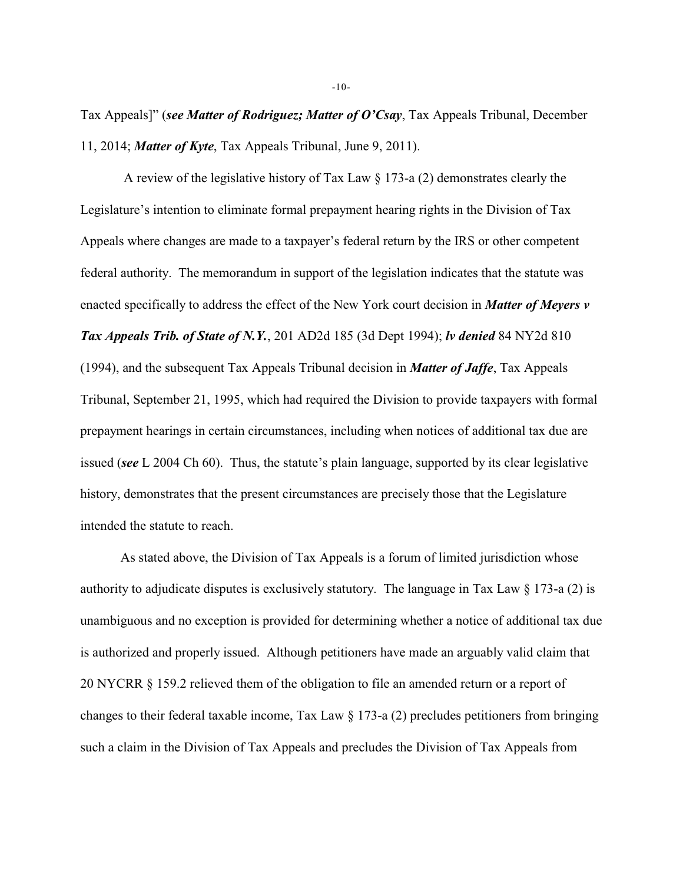Tax Appeals]" (***see Matter of Rodriguez; Matter of O'Csay***, Tax Appeals Tribunal, December 11, 2014; ***Matter of Kyte***, Tax Appeals Tribunal, June 9, 2011).

A review of the legislative history of Tax Law § 173-a (2) demonstrates clearly the Legislature's intention to eliminate formal prepayment hearing rights in the Division of Tax Appeals where changes are made to a taxpayer's federal return by the IRS or other competent federal authority. The memorandum in support of the legislation indicates that the statute was enacted specifically to address the effect of the New York court decision in ***Matter of Meyers v Tax Appeals Trib. of State of N.Y.***, 201 AD2d 185 (3d Dept 1994); ***lv denied*** 84 NY2d 810 (1994), and the subsequent Tax Appeals Tribunal decision in ***Matter of Jaffe***, Tax Appeals Tribunal, September 21, 1995, which had required the Division to provide taxpayers with formal prepayment hearings in certain circumstances, including when notices of additional tax due are issued (***see*** L 2004 Ch 60). Thus, the statute's plain language, supported by its clear legislative history, demonstrates that the present circumstances are precisely those that the Legislature intended the statute to reach.

As stated above, the Division of Tax Appeals is a forum of limited jurisdiction whose authority to adjudicate disputes is exclusively statutory. The language in Tax Law § 173-a (2) is unambiguous and no exception is provided for determining whether a notice of additional tax due is authorized and properly issued. Although petitioners have made an arguably valid claim that 20 NYCRR § 159.2 relieved them of the obligation to file an amended return or a report of changes to their federal taxable income, Tax Law § 173-a (2) precludes petitioners from bringing such a claim in the Division of Tax Appeals and precludes the Division of Tax Appeals from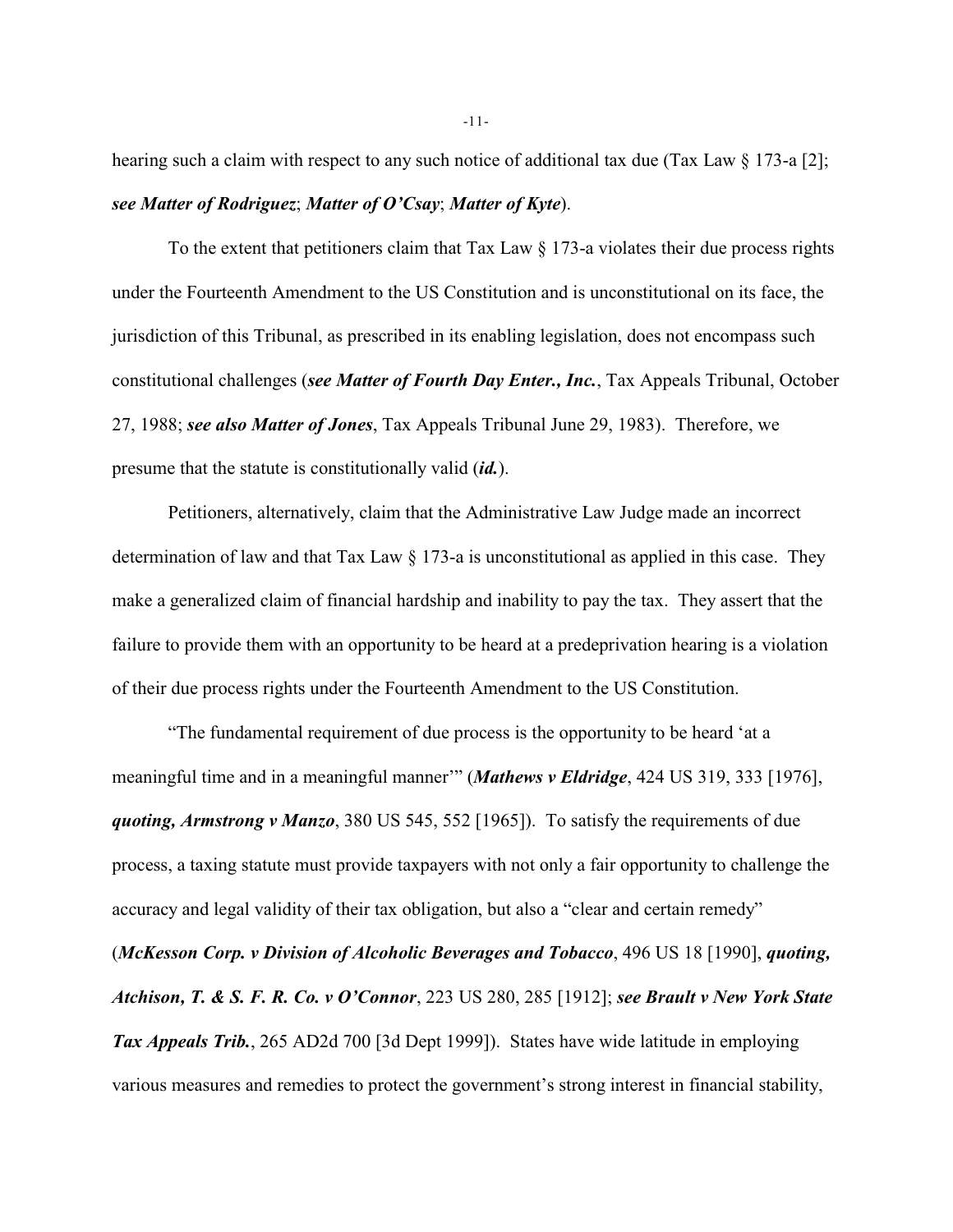hearing such a claim with respect to any such notice of additional tax due (Tax Law § 173-a [2]; ***see Matter of Rodriguez***; ***Matter of O'Csay***; ***Matter of Kyte***).

To the extent that petitioners claim that Tax Law § 173-a violates their due process rights under the Fourteenth Amendment to the US Constitution and is unconstitutional on its face, the jurisdiction of this Tribunal, as prescribed in its enabling legislation, does not encompass such constitutional challenges (***see Matter of Fourth Day Enter., Inc.***, Tax Appeals Tribunal, October 27, 1988; ***see also Matter of Jones***, Tax Appeals Tribunal June 29, 1983). Therefore, we presume that the statute is constitutionally valid (***id.***).

Petitioners, alternatively, claim that the Administrative Law Judge made an incorrect determination of law and that Tax Law § 173-a is unconstitutional as applied in this case. They make a generalized claim of financial hardship and inability to pay the tax. They assert that the failure to provide them with an opportunity to be heard at a predeprivation hearing is a violation of their due process rights under the Fourteenth Amendment to the US Constitution.

"The fundamental requirement of due process is the opportunity to be heard 'at a meaningful time and in a meaningful manner'" (***Mathews v Eldridge***, 424 US 319, 333 [1976], ***quoting, Armstrong v Manzo***, 380 US 545, 552 [1965]). To satisfy the requirements of due process, a taxing statute must provide taxpayers with not only a fair opportunity to challenge the accuracy and legal validity of their tax obligation, but also a "clear and certain remedy" (***McKesson Corp. v Division of Alcoholic Beverages and Tobacco***, 496 US 18 [1990], ***quoting, Atchison, T. & S. F. R. Co. v O'Connor***, 223 US 280, 285 [1912]; ***see Brault v New York State Tax Appeals Trib.***, 265 AD2d 700 [3d Dept 1999]). States have wide latitude in employing various measures and remedies to protect the government's strong interest in financial stability,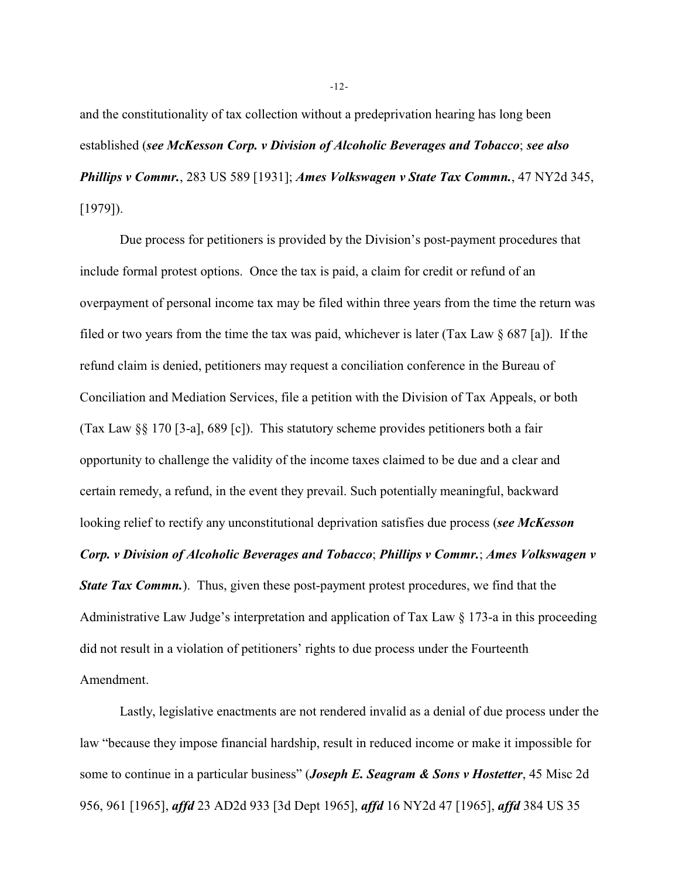and the constitutionality of tax collection without a predeprivation hearing has long been established (***see McKesson Corp. v Division of Alcoholic Beverages and Tobacco***; ***see also Phillips v Commr.***, 283 US 589 [1931]; ***Ames Volkswagen v State Tax Commn.***, 47 NY2d 345, [1979]).

Due process for petitioners is provided by the Division's post-payment procedures that include formal protest options. Once the tax is paid, a claim for credit or refund of an overpayment of personal income tax may be filed within three years from the time the return was filed or two years from the time the tax was paid, whichever is later (Tax Law § 687 [a]). If the refund claim is denied, petitioners may request a conciliation conference in the Bureau of Conciliation and Mediation Services, file a petition with the Division of Tax Appeals, or both (Tax Law §§ 170 [3-a], 689 [c]). This statutory scheme provides petitioners both a fair opportunity to challenge the validity of the income taxes claimed to be due and a clear and certain remedy, a refund, in the event they prevail. Such potentially meaningful, backward looking relief to rectify any unconstitutional deprivation satisfies due process (***see McKesson Corp. v Division of Alcoholic Beverages and Tobacco***; ***Phillips v Commr.***; ***Ames Volkswagen v State Tax Commn.***). Thus, given these post-payment protest procedures, we find that the Administrative Law Judge's interpretation and application of Tax Law § 173-a in this proceeding did not result in a violation of petitioners' rights to due process under the Fourteenth Amendment.

Lastly, legislative enactments are not rendered invalid as a denial of due process under the law "because they impose financial hardship, result in reduced income or make it impossible for some to continue in a particular business" (***Joseph E. Seagram & Sons v Hostetter***, 45 Misc 2d 956, 961 [1965], ***affd*** 23 AD2d 933 [3d Dept 1965], ***affd*** 16 NY2d 47 [1965], ***affd*** 384 US 35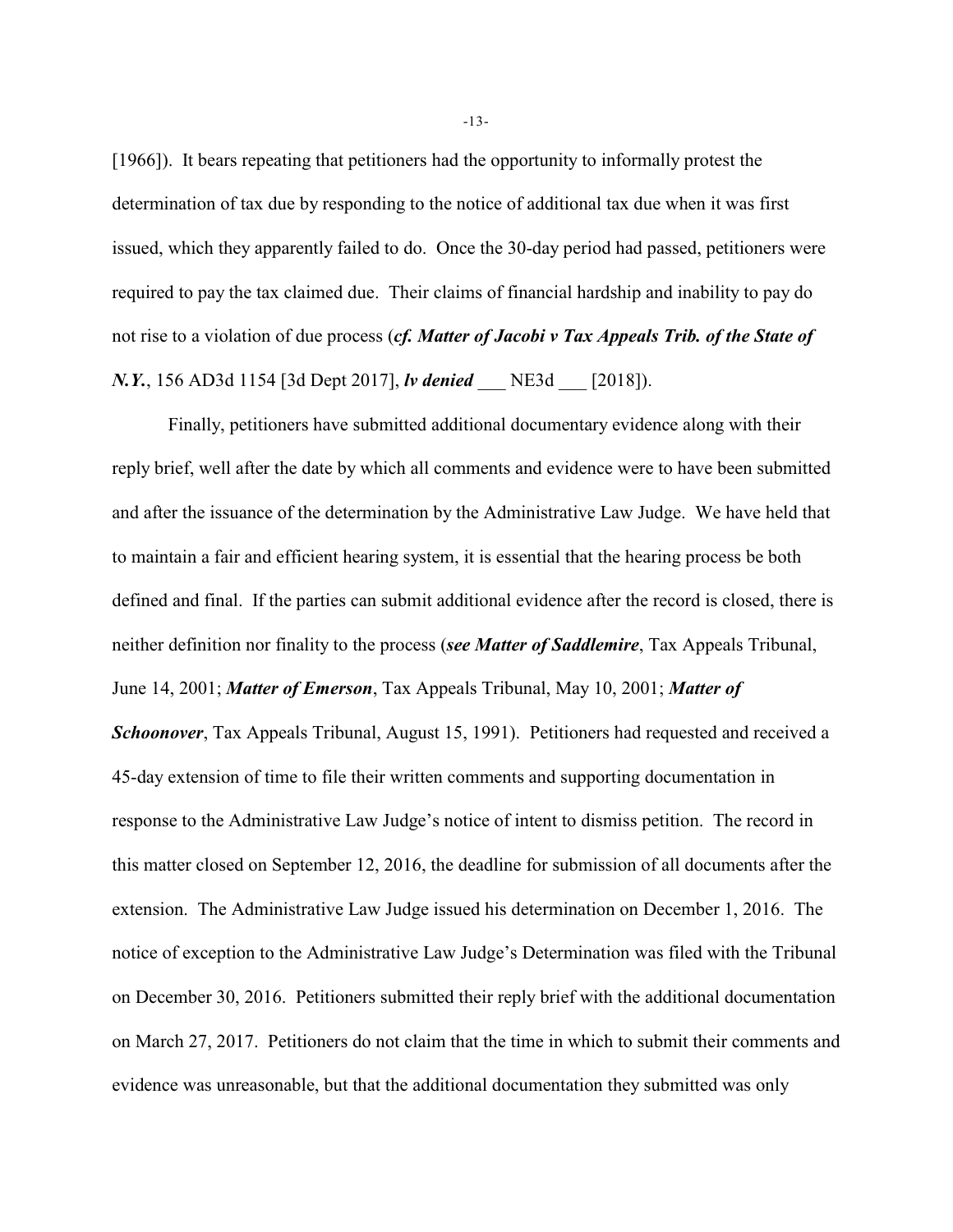[1966]). It bears repeating that petitioners had the opportunity to informally protest the determination of tax due by responding to the notice of additional tax due when it was first issued, which they apparently failed to do. Once the 30-day period had passed, petitioners were required to pay the tax claimed due. Their claims of financial hardship and inability to pay do not rise to a violation of due process (***cf. Matter of Jacobi v Tax Appeals Trib. of the State of N.Y.***, 156 AD3d 1154 [3d Dept 2017], ***lv denied*** ___ NE3d ___ [2018]).

Finally, petitioners have submitted additional documentary evidence along with their reply brief, well after the date by which all comments and evidence were to have been submitted and after the issuance of the determination by the Administrative Law Judge. We have held that to maintain a fair and efficient hearing system, it is essential that the hearing process be both defined and final. If the parties can submit additional evidence after the record is closed, there is neither definition nor finality to the process (***see Matter of Saddlemire***, Tax Appeals Tribunal, June 14, 2001; ***Matter of Emerson***, Tax Appeals Tribunal, May 10, 2001; ***Matter of Schoonover***, Tax Appeals Tribunal, August 15, 1991). Petitioners had requested and received a 45-day extension of time to file their written comments and supporting documentation in response to the Administrative Law Judge's notice of intent to dismiss petition. The record in this matter closed on September 12, 2016, the deadline for submission of all documents after the extension. The Administrative Law Judge issued his determination on December 1, 2016. The notice of exception to the Administrative Law Judge's Determination was filed with the Tribunal on December 30, 2016. Petitioners submitted their reply brief with the additional documentation on March 27, 2017. Petitioners do not claim that the time in which to submit their comments and evidence was unreasonable, but that the additional documentation they submitted was only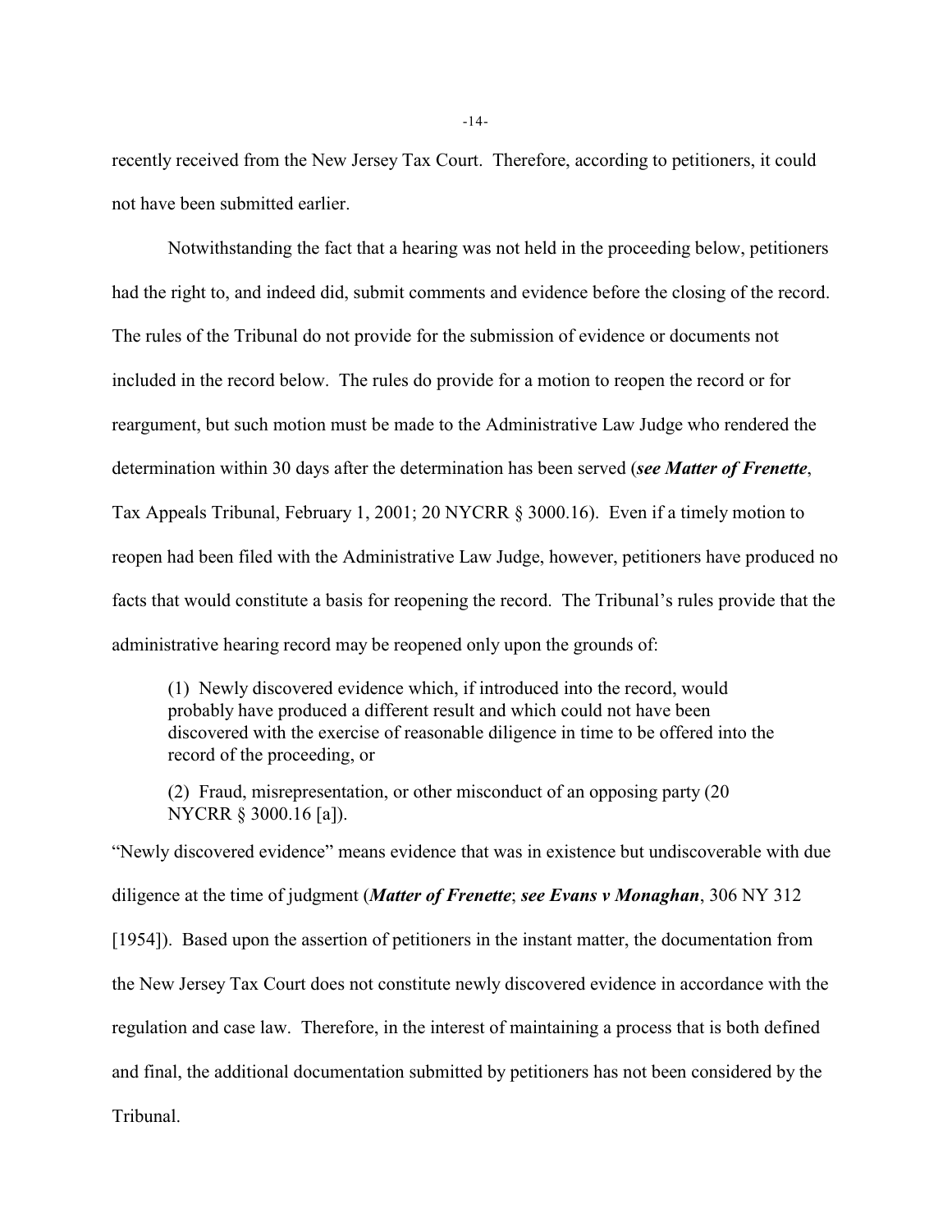recently received from the New Jersey Tax Court. Therefore, according to petitioners, it could not have been submitted earlier.

Notwithstanding the fact that a hearing was not held in the proceeding below, petitioners had the right to, and indeed did, submit comments and evidence before the closing of the record. The rules of the Tribunal do not provide for the submission of evidence or documents not included in the record below. The rules do provide for a motion to reopen the record or for reargument, but such motion must be made to the Administrative Law Judge who rendered the determination within 30 days after the determination has been served (***see Matter of Frenette***, Tax Appeals Tribunal, February 1, 2001; 20 NYCRR § 3000.16). Even if a timely motion to reopen had been filed with the Administrative Law Judge, however, petitioners have produced no facts that would constitute a basis for reopening the record. The Tribunal's rules provide that the administrative hearing record may be reopened only upon the grounds of:

> (1) Newly discovered evidence which, if introduced into the record, would probably have produced a different result and which could not have been discovered with the exercise of reasonable diligence in time to be offered into the record of the proceeding, or
>
> (2) Fraud, misrepresentation, or other misconduct of an opposing party (20 NYCRR § 3000.16 [a]).

"Newly discovered evidence" means evidence that was in existence but undiscoverable with due diligence at the time of judgment (***Matter of Frenette***; ***see Evans v Monaghan***, 306 NY 312 [1954]). Based upon the assertion of petitioners in the instant matter, the documentation from the New Jersey Tax Court does not constitute newly discovered evidence in accordance with the regulation and case law. Therefore, in the interest of maintaining a process that is both defined and final, the additional documentation submitted by petitioners has not been considered by the Tribunal.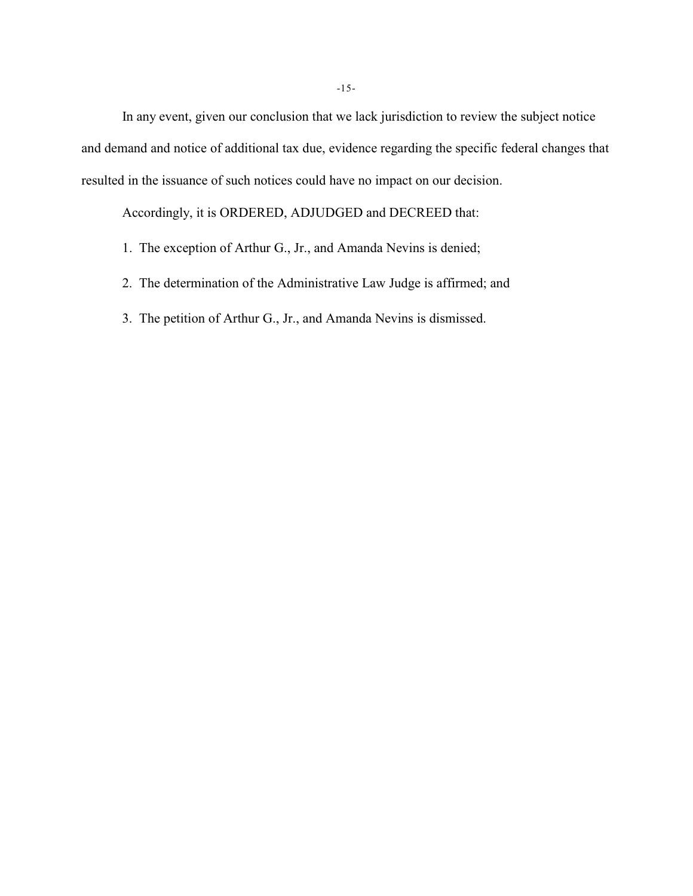In any event, given our conclusion that we lack jurisdiction to review the subject notice and demand and notice of additional tax due, evidence regarding the specific federal changes that resulted in the issuance of such notices could have no impact on our decision.

Accordingly, it is ORDERED, ADJUDGED and DECREED that:

1. The exception of Arthur G., Jr., and Amanda Nevins is denied;

2. The determination of the Administrative Law Judge is affirmed; and

3. The petition of Arthur G., Jr., and Amanda Nevins is dismissed.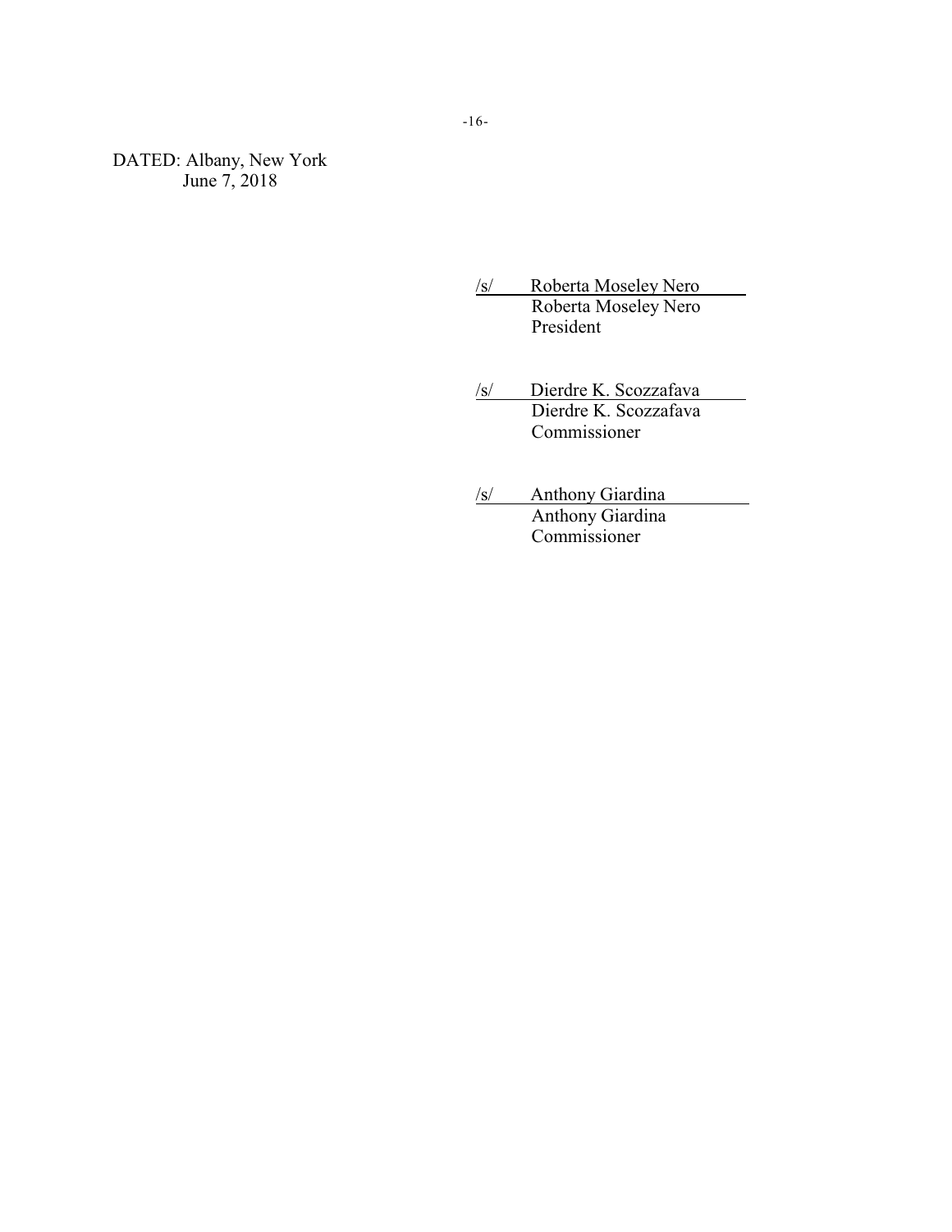DATED: Albany, New York
June 7, 2018

/s/ Roberta Moseley Nero
Roberta Moseley Nero
President

/s/ Dierdre K. Scozzafava
Dierdre K. Scozzafava
Commissioner

/s/ Anthony Giardina
Anthony Giardina
Commissioner